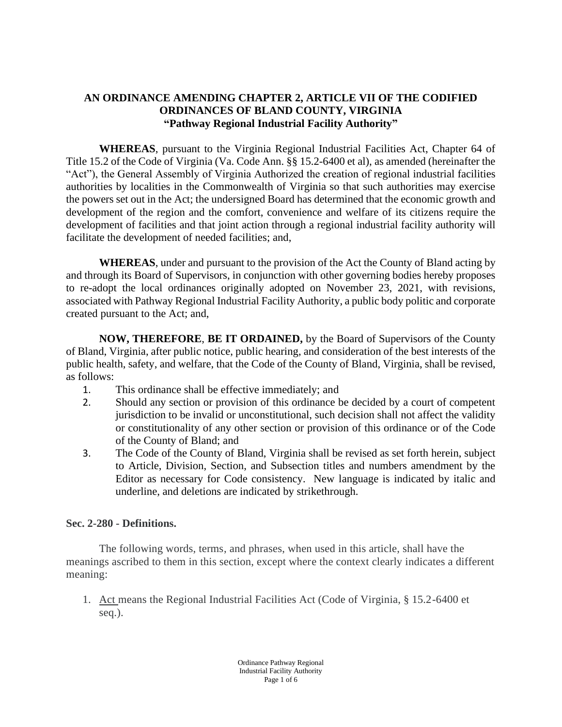# AN ORDINANCE AMENDING CHAPTER 2, ARTICLE VII OF THE CODIFIED ORDINANCES OF BLAND COUNTY, VIRGINIA "Pathway Regional Industrial Facility Authority"

**WHEREAS**, pursuant to the Virginia Regional Industrial Facilities Act, Chapter 64 of Title 15.2 of the Code of Virginia (Va. Code Ann. §§ 15.2-6400 et al), as amended (hereinafter the "Act"), the General Assembly of Virginia Authorized the creation of regional industrial facilities authorities by localities in the Commonwealth of Virginia so that such authorities may exercise the powers set out in the Act; the undersigned Board has determined that the economic growth and development of the region and the comfort, convenience and welfare of its citizens require the development of facilities and that joint action through a regional industrial facility authority will facilitate the development of needed facilities; and,

**WHEREAS**, under and pursuant to the provision of the Act the County of Bland acting by and through its Board of Supervisors, in conjunction with other governing bodies hereby proposes to re-adopt the local ordinances originally adopted on November 23, 2021, with revisions, associated with Pathway Regional Industrial Facility Authority, a public body politic and corporate created pursuant to the Act; and,

**NOW, THEREFORE**, **BE IT ORDAINED,** by the Board of Supervisors of the County of Bland, Virginia, after public notice, public hearing, and consideration of the best interests of the public health, safety, and welfare, that the Code of the County of Bland, Virginia, shall be revised, as follows:

1. This ordinance shall be effective immediately; and
2. Should any section or provision of this ordinance be decided by a court of competent jurisdiction to be invalid or unconstitutional, such decision shall not affect the validity or constitutionality of any other section or provision of this ordinance or of the Code of the County of Bland; and
3. The Code of the County of Bland, Virginia shall be revised as set forth herein, subject to Article, Division, Section, and Subsection titles and numbers amendment by the Editor as necessary for Code consistency. New language is indicated by italic and underline, and deletions are indicated by strikethrough.

**Sec. 2-280 - Definitions.**

The following words, terms, and phrases, when used in this article, shall have the meanings ascribed to them in this section, except where the context clearly indicates a different meaning:

1. <u>Act</u> means the Regional Industrial Facilities Act (Code of Virginia, § 15.2-6400 et seq.).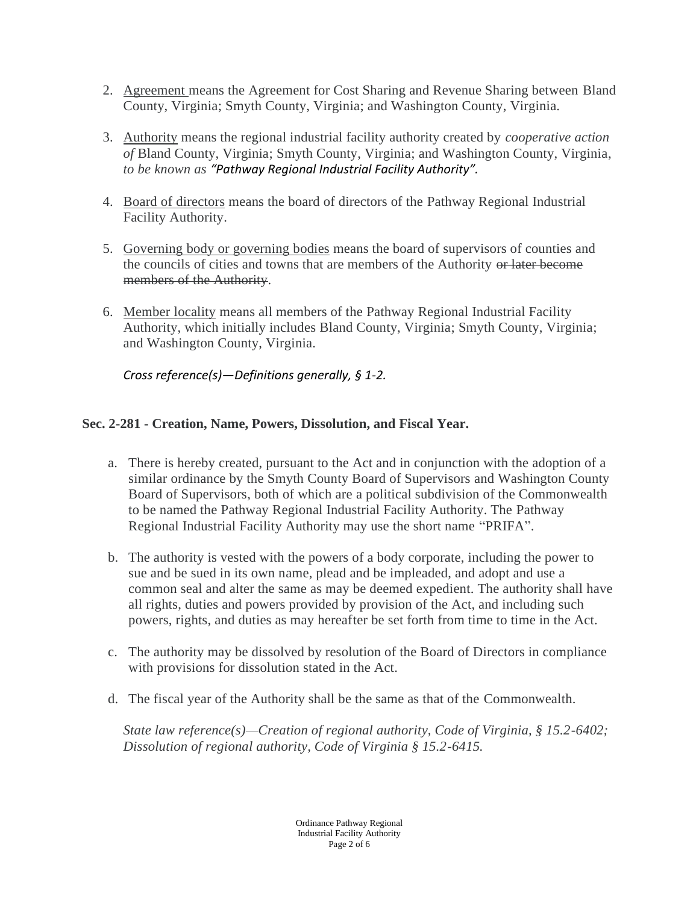2. <u>Agreement</u> means the Agreement for Cost Sharing and Revenue Sharing between Bland County, Virginia; Smyth County, Virginia; and Washington County, Virginia.

3. <u>Authority</u> means the regional industrial facility authority created by *cooperative action of* Bland County, Virginia; Smyth County, Virginia; and Washington County, Virginia, *to be known as "Pathway Regional Industrial Facility Authority".*

4. <u>Board of directors</u> means the board of directors of the Pathway Regional Industrial Facility Authority.

5. <u>Governing body or governing bodies</u> means the board of supervisors of counties and the councils of cities and towns that are members of the Authority ~~or later become members of the Authority~~.

6. <u>Member locality</u> means all members of the Pathway Regional Industrial Facility Authority, which initially includes Bland County, Virginia; Smyth County, Virginia; and Washington County, Virginia.

   *Cross reference(s)—Definitions generally, § 1-2.*

**Sec. 2-281 - Creation, Name, Powers, Dissolution, and Fiscal Year.**

a. There is hereby created, pursuant to the Act and in conjunction with the adoption of a similar ordinance by the Smyth County Board of Supervisors and Washington County Board of Supervisors, both of which are a political subdivision of the Commonwealth to be named the Pathway Regional Industrial Facility Authority. The Pathway Regional Industrial Facility Authority may use the short name "PRIFA".

b. The authority is vested with the powers of a body corporate, including the power to sue and be sued in its own name, plead and be impleaded, and adopt and use a common seal and alter the same as may be deemed expedient. The authority shall have all rights, duties and powers provided by provision of the Act, and including such powers, rights, and duties as may hereafter be set forth from time to time in the Act.

c. The authority may be dissolved by resolution of the Board of Directors in compliance with provisions for dissolution stated in the Act.

d. The fiscal year of the Authority shall be the same as that of the Commonwealth.

   *State law reference(s)—Creation of regional authority, Code of Virginia, § 15.2-6402; Dissolution of regional authority, Code of Virginia § 15.2-6415.*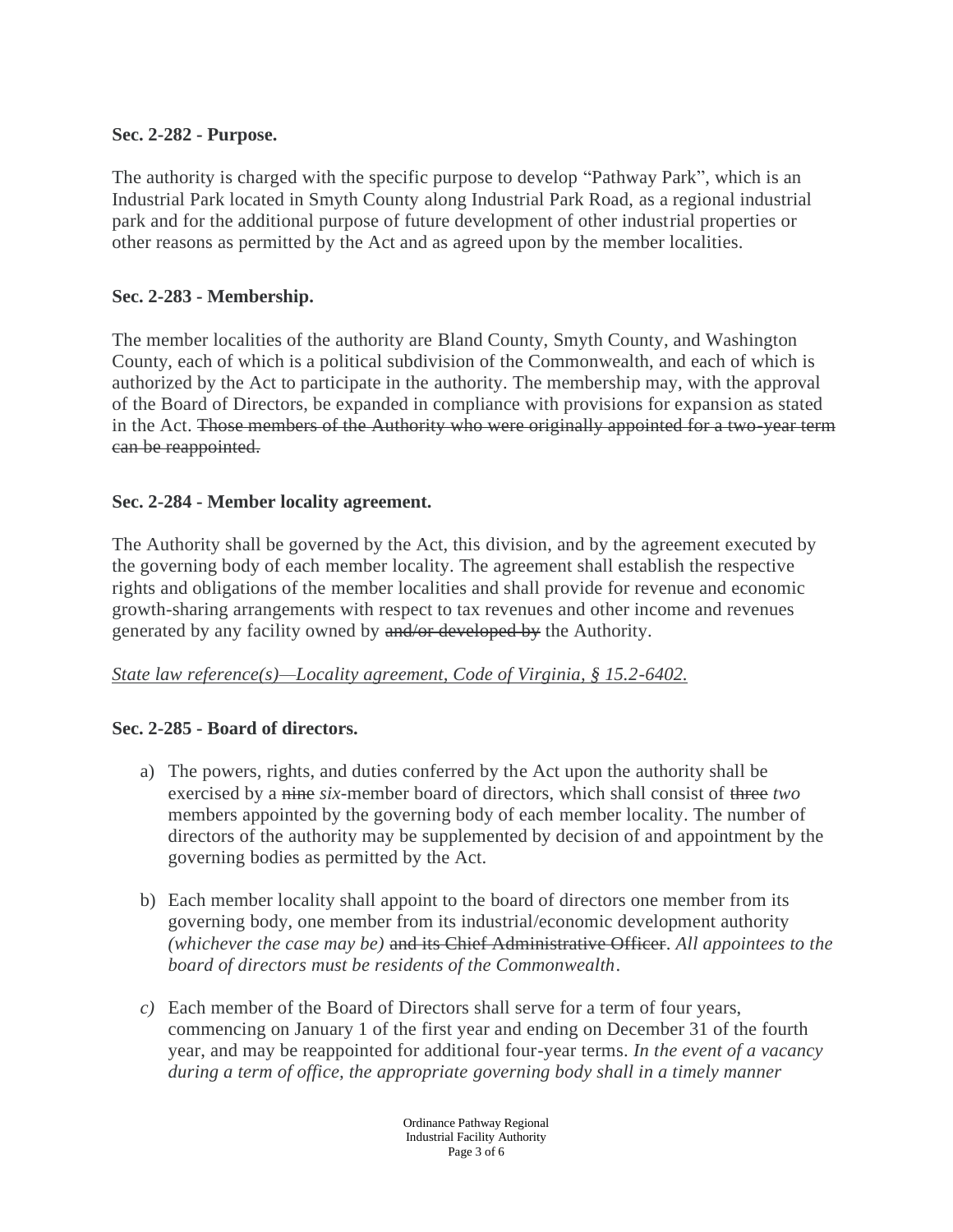**Sec. 2-282 - Purpose.**

The authority is charged with the specific purpose to develop "Pathway Park", which is an Industrial Park located in Smyth County along Industrial Park Road, as a regional industrial park and for the additional purpose of future development of other industrial properties or other reasons as permitted by the Act and as agreed upon by the member localities.

**Sec. 2-283 - Membership.**

The member localities of the authority are Bland County, Smyth County, and Washington County, each of which is a political subdivision of the Commonwealth, and each of which is authorized by the Act to participate in the authority. The membership may, with the approval of the Board of Directors, be expanded in compliance with provisions for expansion as stated in the Act. ~~Those members of the Authority who were originally appointed for a two-year term can be reappointed.~~

**Sec. 2-284 - Member locality agreement.**

The Authority shall be governed by the Act, this division, and by the agreement executed by the governing body of each member locality. The agreement shall establish the respective rights and obligations of the member localities and shall provide for revenue and economic growth-sharing arrangements with respect to tax revenues and other income and revenues generated by any facility owned by ~~and/or developed by~~ the Authority.

*State law reference(s)—Locality agreement, Code of Virginia, § 15.2-6402.*

**Sec. 2-285 - Board of directors.**

a) The powers, rights, and duties conferred by the Act upon the authority shall be exercised by a ~~nine~~ *six*-member board of directors, which shall consist of ~~three~~ *two* members appointed by the governing body of each member locality. The number of directors of the authority may be supplemented by decision of and appointment by the governing bodies as permitted by the Act.

b) Each member locality shall appoint to the board of directors one member from its governing body, one member from its industrial/economic development authority *(whichever the case may be)* ~~and its Chief Administrative Officer~~. *All appointees to the board of directors must be residents of the Commonwealth*.

c) Each member of the Board of Directors shall serve for a term of four years, commencing on January 1 of the first year and ending on December 31 of the fourth year, and may be reappointed for additional four-year terms. *In the event of a vacancy during a term of office, the appropriate governing body shall in a timely manner*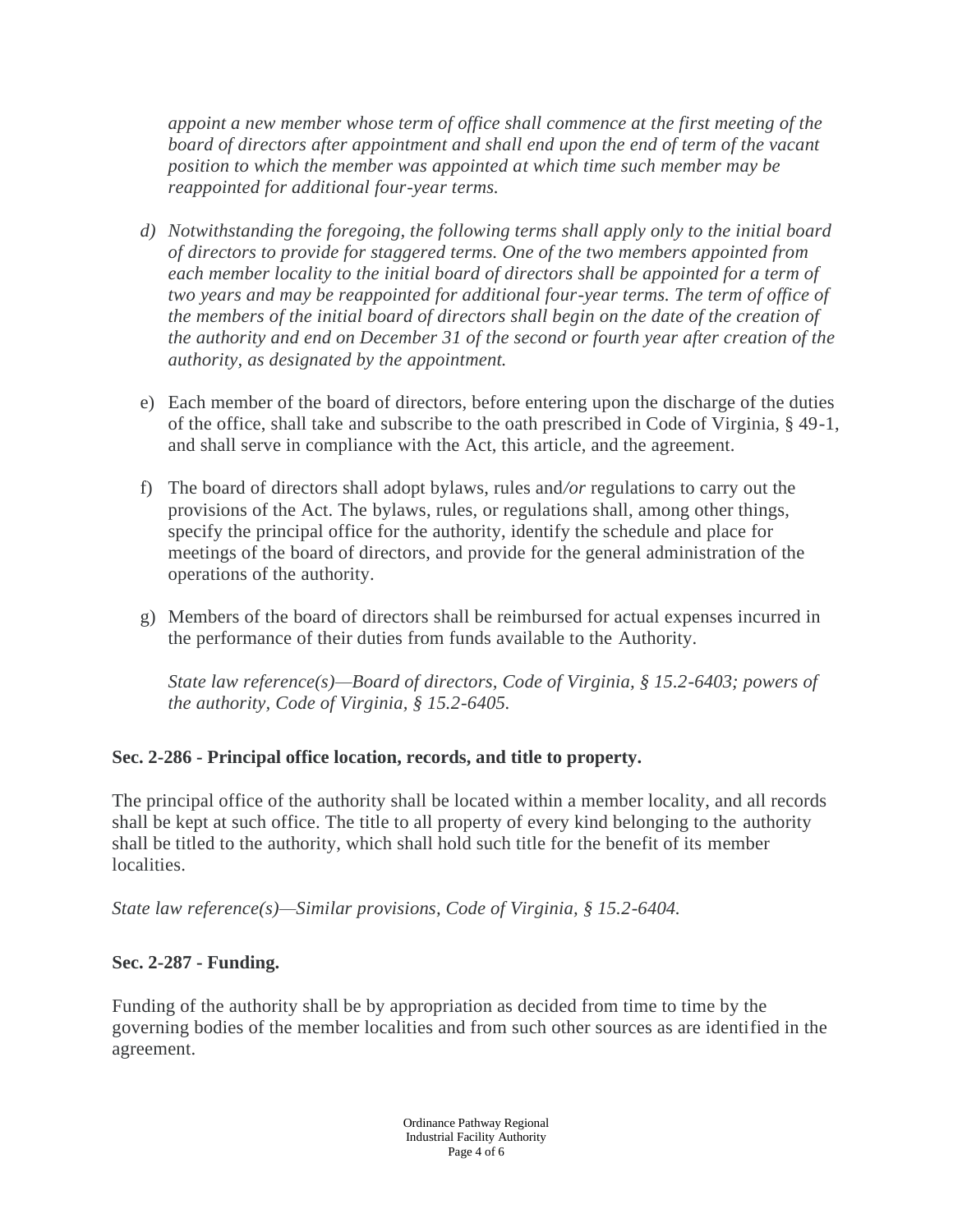*appoint a new member whose term of office shall commence at the first meeting of the board of directors after appointment and shall end upon the end of term of the vacant position to which the member was appointed at which time such member may be reappointed for additional four-year terms.*

d) *Notwithstanding the foregoing, the following terms shall apply only to the initial board of directors to provide for staggered terms. One of the two members appointed from each member locality to the initial board of directors shall be appointed for a term of two years and may be reappointed for additional four-year terms. The term of office of the members of the initial board of directors shall begin on the date of the creation of the authority and end on December 31 of the second or fourth year after creation of the authority, as designated by the appointment.*

e) Each member of the board of directors, before entering upon the discharge of the duties of the office, shall take and subscribe to the oath prescribed in Code of Virginia, § 49-1, and shall serve in compliance with the Act, this article, and the agreement.

f) The board of directors shall adopt bylaws, rules and*/or* regulations to carry out the provisions of the Act. The bylaws, rules, or regulations shall, among other things, specify the principal office for the authority, identify the schedule and place for meetings of the board of directors, and provide for the general administration of the operations of the authority.

g) Members of the board of directors shall be reimbursed for actual expenses incurred in the performance of their duties from funds available to the Authority.

*State law reference(s)—Board of directors, Code of Virginia, § 15.2-6403; powers of the authority, Code of Virginia, § 15.2-6405.*

**Sec. 2-286 - Principal office location, records, and title to property.**

The principal office of the authority shall be located within a member locality, and all records shall be kept at such office. The title to all property of every kind belonging to the authority shall be titled to the authority, which shall hold such title for the benefit of its member localities.

*State law reference(s)—Similar provisions, Code of Virginia, § 15.2-6404.*

**Sec. 2-287 - Funding.**

Funding of the authority shall be by appropriation as decided from time to time by the governing bodies of the member localities and from such other sources as are identified in the agreement.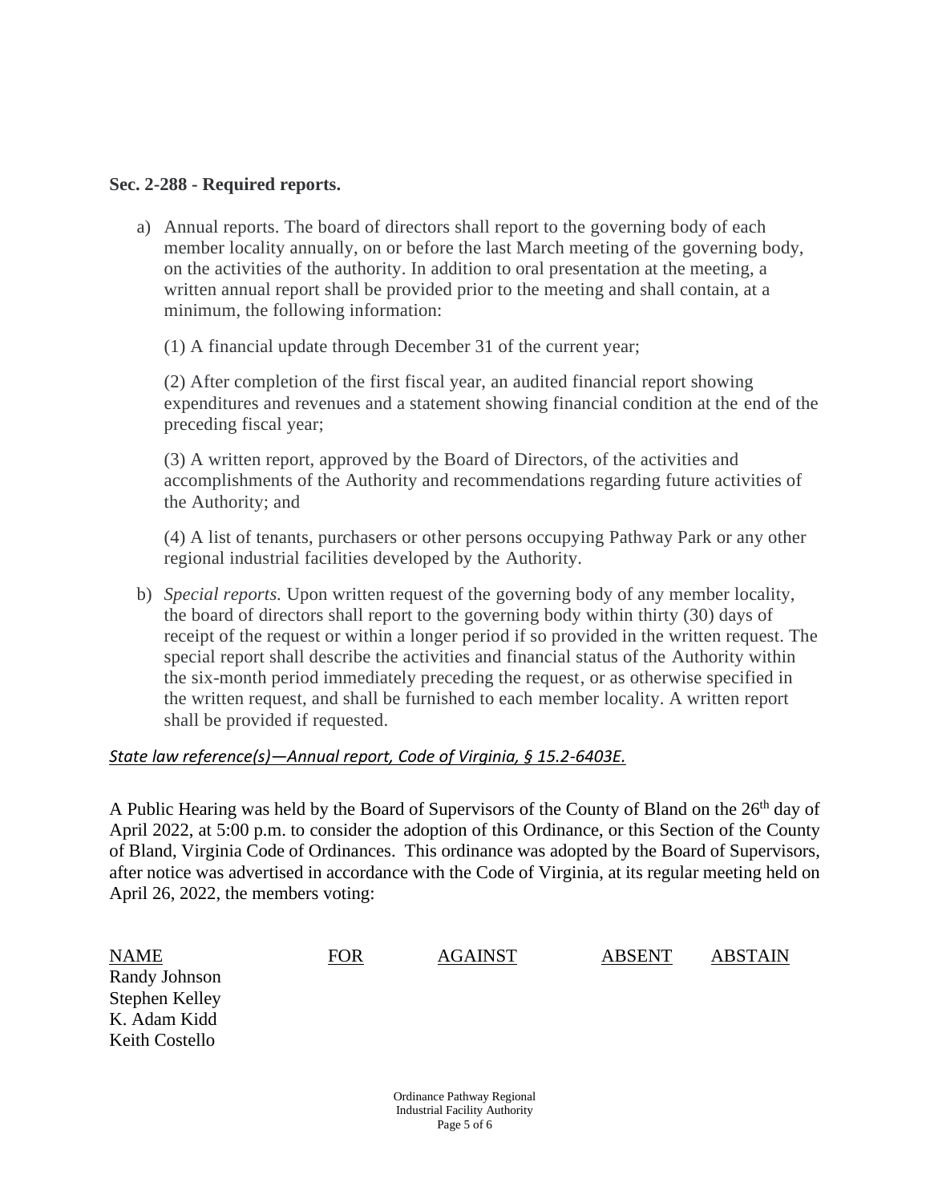**Sec. 2-288 - Required reports.**

a) Annual reports. The board of directors shall report to the governing body of each member locality annually, on or before the last March meeting of the governing body, on the activities of the authority. In addition to oral presentation at the meeting, a written annual report shall be provided prior to the meeting and shall contain, at a minimum, the following information:

   (1) A financial update through December 31 of the current year;

   (2) After completion of the first fiscal year, an audited financial report showing expenditures and revenues and a statement showing financial condition at the end of the preceding fiscal year;

   (3) A written report, approved by the Board of Directors, of the activities and accomplishments of the Authority and recommendations regarding future activities of the Authority; and

   (4) A list of tenants, purchasers or other persons occupying Pathway Park or any other regional industrial facilities developed by the Authority.

b) *Special reports.* Upon written request of the governing body of any member locality, the board of directors shall report to the governing body within thirty (30) days of receipt of the request or within a longer period if so provided in the written request. The special report shall describe the activities and financial status of the Authority within the six-month period immediately preceding the request, or as otherwise specified in the written request, and shall be furnished to each member locality. A written report shall be provided if requested.

*State law reference(s)—Annual report, Code of Virginia, § 15.2-6403E.*

A Public Hearing was held by the Board of Supervisors of the County of Bland on the 26th day of April 2022, at 5:00 p.m. to consider the adoption of this Ordinance, or this Section of the County of Bland, Virginia Code of Ordinances. This ordinance was adopted by the Board of Supervisors, after notice was advertised in accordance with the Code of Virginia, at its regular meeting held on April 26, 2022, the members voting:

| NAME | FOR | AGAINST | ABSENT | ABSTAIN |
| --- | --- | --- | --- | --- |
| Randy Johnson | | | | |
| Stephen Kelley | | | | |
| K. Adam Kidd | | | | |
| Keith Costello | | | | |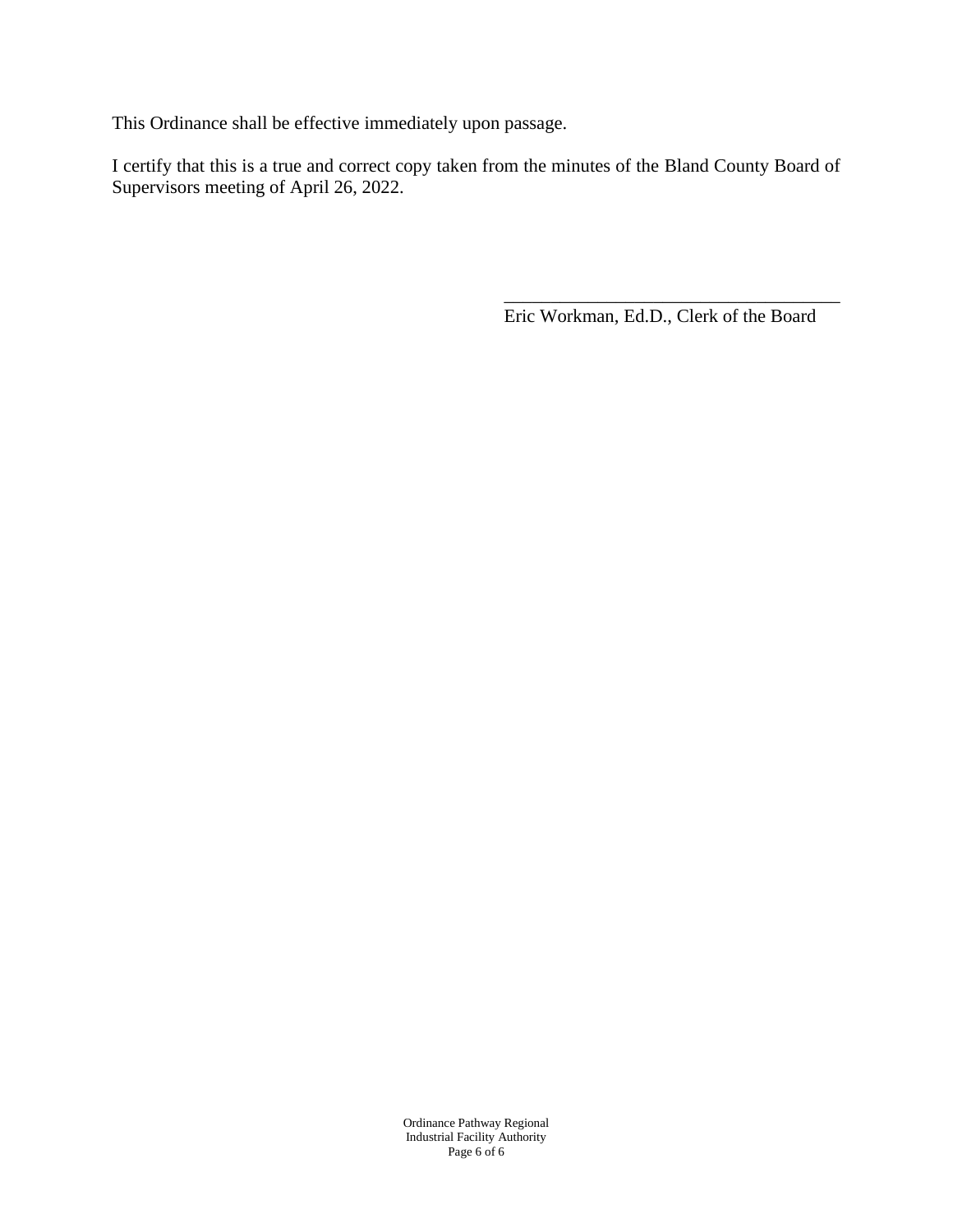This Ordinance shall be effective immediately upon passage.

I certify that this is a true and correct copy taken from the minutes of the Bland County Board of Supervisors meeting of April 26, 2022.

\_\_\_\_\_\_\_\_\_\_\_\_\_\_\_\_\_\_\_\_\_\_\_\_\_\_\_\_\_\_\_\_\_\_\_\_\_\_

Eric Workman, Ed.D., Clerk of the Board